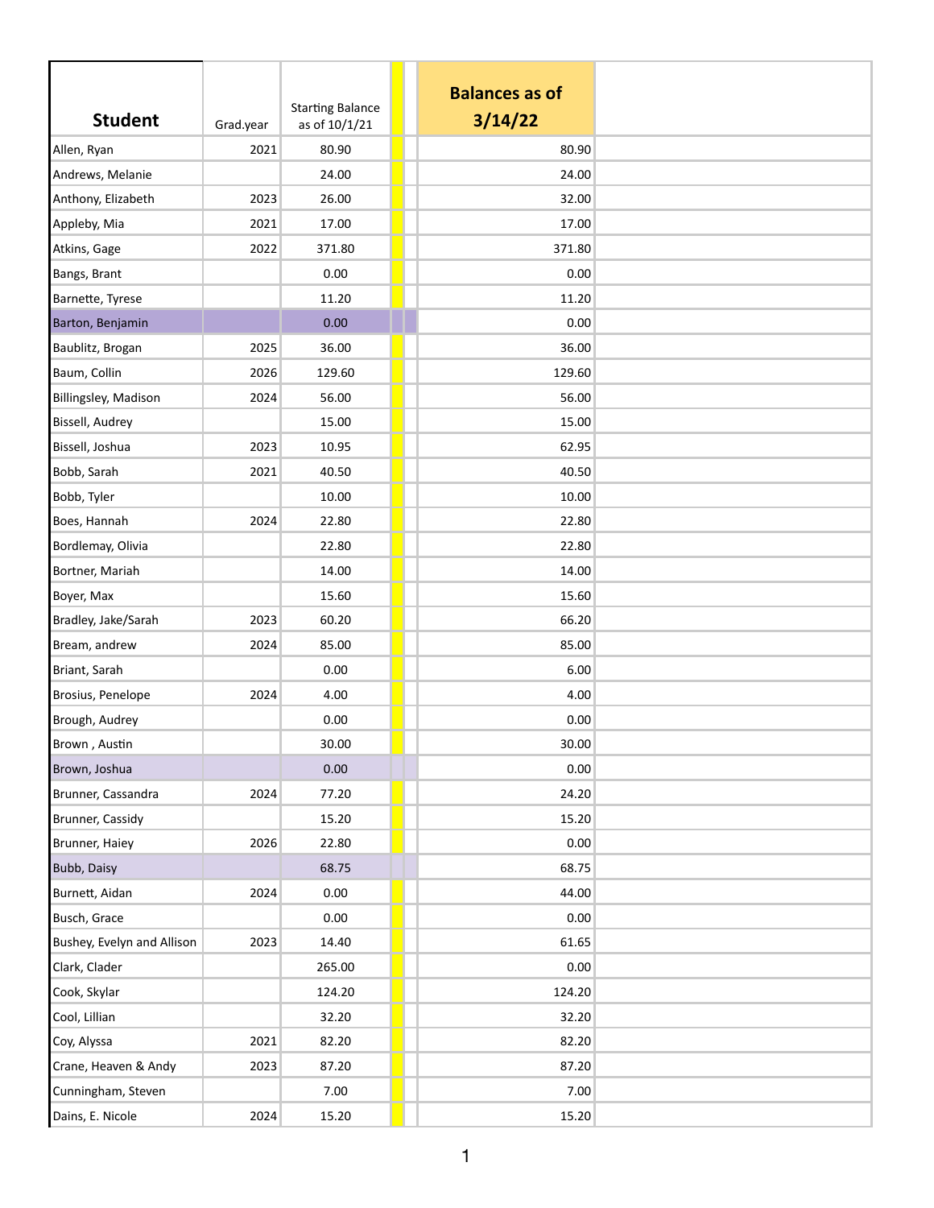| Student | Grad.year | Starting Balance as of 10/1/21 | | | Balances as of 3/14/22 | |
|---|---|---|---|---|---|---|
| Allen, Ryan | 2021 | 80.90 | | | 80.90 | |
| Andrews, Melanie | | 24.00 | | | 24.00 | |
| Anthony, Elizabeth | 2023 | 26.00 | | | 32.00 | |
| Appleby, Mia | 2021 | 17.00 | | | 17.00 | |
| Atkins, Gage | 2022 | 371.80 | | | 371.80 | |
| Bangs, Brant | | 0.00 | | | 0.00 | |
| Barnette, Tyrese | | 11.20 | | | 11.20 | |
| Barton, Benjamin | | 0.00 | | | 0.00 | |
| Baublitz, Brogan | 2025 | 36.00 | | | 36.00 | |
| Baum, Collin | 2026 | 129.60 | | | 129.60 | |
| Billingsley, Madison | 2024 | 56.00 | | | 56.00 | |
| Bissell, Audrey | | 15.00 | | | 15.00 | |
| Bissell, Joshua | 2023 | 10.95 | | | 62.95 | |
| Bobb, Sarah | 2021 | 40.50 | | | 40.50 | |
| Bobb, Tyler | | 10.00 | | | 10.00 | |
| Boes, Hannah | 2024 | 22.80 | | | 22.80 | |
| Bordlemay, Olivia | | 22.80 | | | 22.80 | |
| Bortner, Mariah | | 14.00 | | | 14.00 | |
| Boyer, Max | | 15.60 | | | 15.60 | |
| Bradley, Jake/Sarah | 2023 | 60.20 | | | 66.20 | |
| Bream, andrew | 2024 | 85.00 | | | 85.00 | |
| Briant, Sarah | | 0.00 | | | 6.00 | |
| Brosius, Penelope | 2024 | 4.00 | | | 4.00 | |
| Brough, Audrey | | 0.00 | | | 0.00 | |
| Brown , Austin | | 30.00 | | | 30.00 | |
| Brown, Joshua | | 0.00 | | | 0.00 | |
| Brunner, Cassandra | 2024 | 77.20 | | | 24.20 | |
| Brunner, Cassidy | | 15.20 | | | 15.20 | |
| Brunner, Haiey | 2026 | 22.80 | | | 0.00 | |
| Bubb, Daisy | | 68.75 | | | 68.75 | |
| Burnett, Aidan | 2024 | 0.00 | | | 44.00 | |
| Busch, Grace | | 0.00 | | | 0.00 | |
| Bushey, Evelyn and Allison | 2023 | 14.40 | | | 61.65 | |
| Clark, Clader | | 265.00 | | | 0.00 | |
| Cook, Skylar | | 124.20 | | | 124.20 | |
| Cool, Lillian | | 32.20 | | | 32.20 | |
| Coy, Alyssa | 2021 | 82.20 | | | 82.20 | |
| Crane, Heaven & Andy | 2023 | 87.20 | | | 87.20 | |
| Cunningham, Steven | | 7.00 | | | 7.00 | |
| Dains, E. Nicole | 2024 | 15.20 | | | 15.20 | |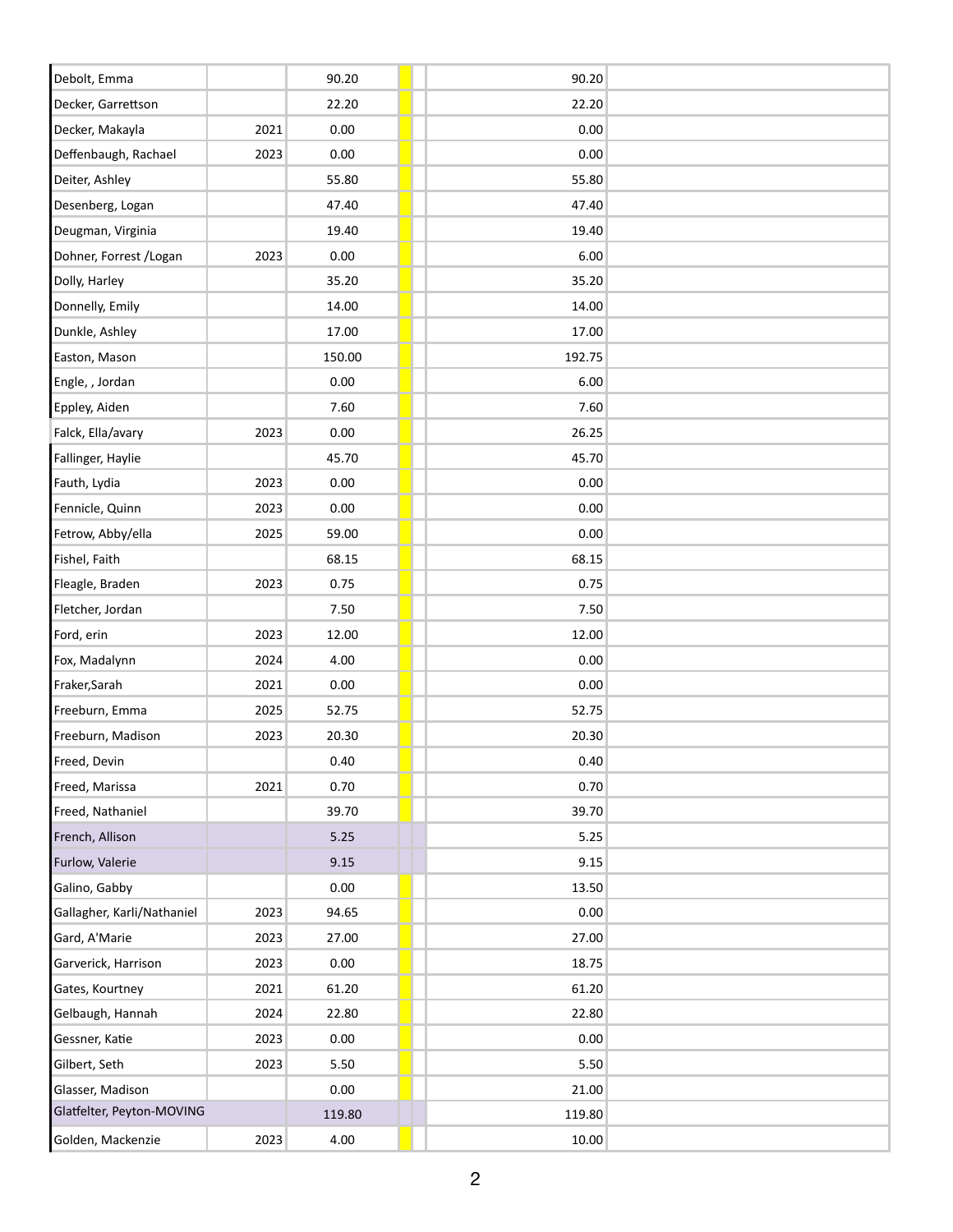| | | | | | |
|---|---|---|---|---|---|
| Debolt, Emma | | 90.20 | | 90.20 | |
| Decker, Garrettson | | 22.20 | | 22.20 | |
| Decker, Makayla | 2021 | 0.00 | | 0.00 | |
| Deffenbaugh, Rachael | 2023 | 0.00 | | 0.00 | |
| Deiter, Ashley | | 55.80 | | 55.80 | |
| Desenberg, Logan | | 47.40 | | 47.40 | |
| Deugman, Virginia | | 19.40 | | 19.40 | |
| Dohner, Forrest /Logan | 2023 | 0.00 | | 6.00 | |
| Dolly, Harley | | 35.20 | | 35.20 | |
| Donnelly, Emily | | 14.00 | | 14.00 | |
| Dunkle, Ashley | | 17.00 | | 17.00 | |
| Easton, Mason | | 150.00 | | 192.75 | |
| Engle, , Jordan | | 0.00 | | 6.00 | |
| Eppley, Aiden | | 7.60 | | 7.60 | |
| Falck, Ella/avary | 2023 | 0.00 | | 26.25 | |
| Fallinger, Haylie | | 45.70 | | 45.70 | |
| Fauth, Lydia | 2023 | 0.00 | | 0.00 | |
| Fennicle, Quinn | 2023 | 0.00 | | 0.00 | |
| Fetrow, Abby/ella | 2025 | 59.00 | | 0.00 | |
| Fishel, Faith | | 68.15 | | 68.15 | |
| Fleagle, Braden | 2023 | 0.75 | | 0.75 | |
| Fletcher, Jordan | | 7.50 | | 7.50 | |
| Ford, erin | 2023 | 12.00 | | 12.00 | |
| Fox, Madalynn | 2024 | 4.00 | | 0.00 | |
| Fraker,Sarah | 2021 | 0.00 | | 0.00 | |
| Freeburn, Emma | 2025 | 52.75 | | 52.75 | |
| Freeburn, Madison | 2023 | 20.30 | | 20.30 | |
| Freed, Devin | | 0.40 | | 0.40 | |
| Freed, Marissa | 2021 | 0.70 | | 0.70 | |
| Freed, Nathaniel | | 39.70 | | 39.70 | |
| French, Allison | | 5.25 | | 5.25 | |
| Furlow, Valerie | | 9.15 | | 9.15 | |
| Galino, Gabby | | 0.00 | | 13.50 | |
| Gallagher, Karli/Nathaniel | 2023 | 94.65 | | 0.00 | |
| Gard, A'Marie | 2023 | 27.00 | | 27.00 | |
| Garverick, Harrison | 2023 | 0.00 | | 18.75 | |
| Gates, Kourtney | 2021 | 61.20 | | 61.20 | |
| Gelbaugh, Hannah | 2024 | 22.80 | | 22.80 | |
| Gessner, Katie | 2023 | 0.00 | | 0.00 | |
| Gilbert, Seth | 2023 | 5.50 | | 5.50 | |
| Glasser, Madison | | 0.00 | | 21.00 | |
| Glatfelter, Peyton-MOVING | | 119.80 | | 119.80 | |
| Golden, Mackenzie | 2023 | 4.00 | | 10.00 | |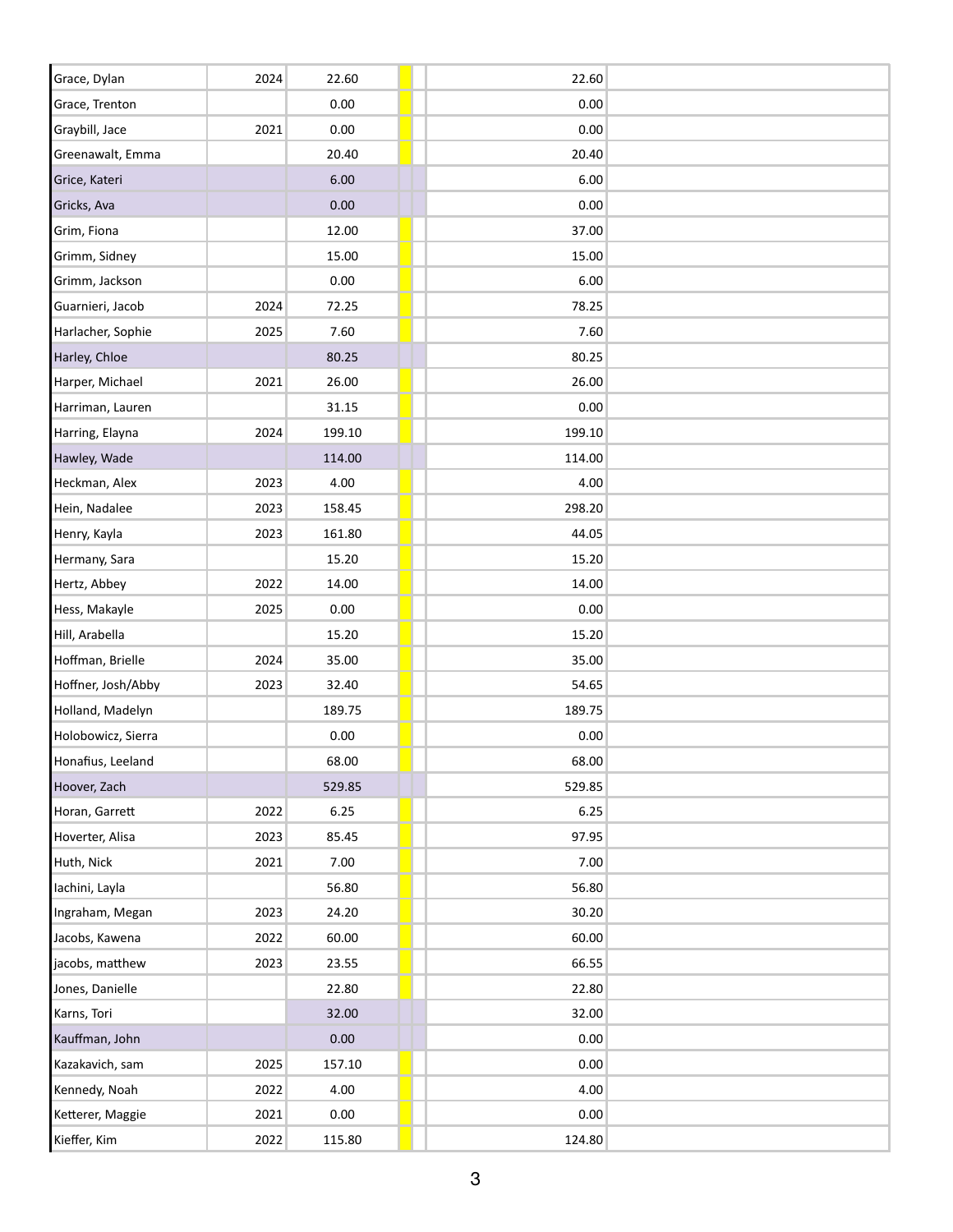| | | | | | |
|---|---|---|---|---|---|
| Grace, Dylan | 2024 | 22.60 | | 22.60 | |
| Grace, Trenton | | 0.00 | | 0.00 | |
| Graybill, Jace | 2021 | 0.00 | | 0.00 | |
| Greenawalt, Emma | | 20.40 | | 20.40 | |
| Grice, Kateri | | 6.00 | | 6.00 | |
| Gricks, Ava | | 0.00 | | 0.00 | |
| Grim, Fiona | | 12.00 | | 37.00 | |
| Grimm, Sidney | | 15.00 | | 15.00 | |
| Grimm, Jackson | | 0.00 | | 6.00 | |
| Guarnieri, Jacob | 2024 | 72.25 | | 78.25 | |
| Harlacher, Sophie | 2025 | 7.60 | | 7.60 | |
| Harley, Chloe | | 80.25 | | 80.25 | |
| Harper, Michael | 2021 | 26.00 | | 26.00 | |
| Harriman, Lauren | | 31.15 | | 0.00 | |
| Harring, Elayna | 2024 | 199.10 | | 199.10 | |
| Hawley, Wade | | 114.00 | | 114.00 | |
| Heckman, Alex | 2023 | 4.00 | | 4.00 | |
| Hein, Nadalee | 2023 | 158.45 | | 298.20 | |
| Henry, Kayla | 2023 | 161.80 | | 44.05 | |
| Hermany, Sara | | 15.20 | | 15.20 | |
| Hertz, Abbey | 2022 | 14.00 | | 14.00 | |
| Hess, Makayle | 2025 | 0.00 | | 0.00 | |
| Hill, Arabella | | 15.20 | | 15.20 | |
| Hoffman, Brielle | 2024 | 35.00 | | 35.00 | |
| Hoffner, Josh/Abby | 2023 | 32.40 | | 54.65 | |
| Holland, Madelyn | | 189.75 | | 189.75 | |
| Holobowicz, Sierra | | 0.00 | | 0.00 | |
| Honafius, Leeland | | 68.00 | | 68.00 | |
| Hoover, Zach | | 529.85 | | 529.85 | |
| Horan, Garrett | 2022 | 6.25 | | 6.25 | |
| Hoverter, Alisa | 2023 | 85.45 | | 97.95 | |
| Huth, Nick | 2021 | 7.00 | | 7.00 | |
| Iachini, Layla | | 56.80 | | 56.80 | |
| Ingraham, Megan | 2023 | 24.20 | | 30.20 | |
| Jacobs, Kawena | 2022 | 60.00 | | 60.00 | |
| jacobs, matthew | 2023 | 23.55 | | 66.55 | |
| Jones, Danielle | | 22.80 | | 22.80 | |
| Karns, Tori | | 32.00 | | 32.00 | |
| Kauffman, John | | 0.00 | | 0.00 | |
| Kazakavich, sam | 2025 | 157.10 | | 0.00 | |
| Kennedy, Noah | 2022 | 4.00 | | 4.00 | |
| Ketterer, Maggie | 2021 | 0.00 | | 0.00 | |
| Kieffer, Kim | 2022 | 115.80 | | 124.80 | |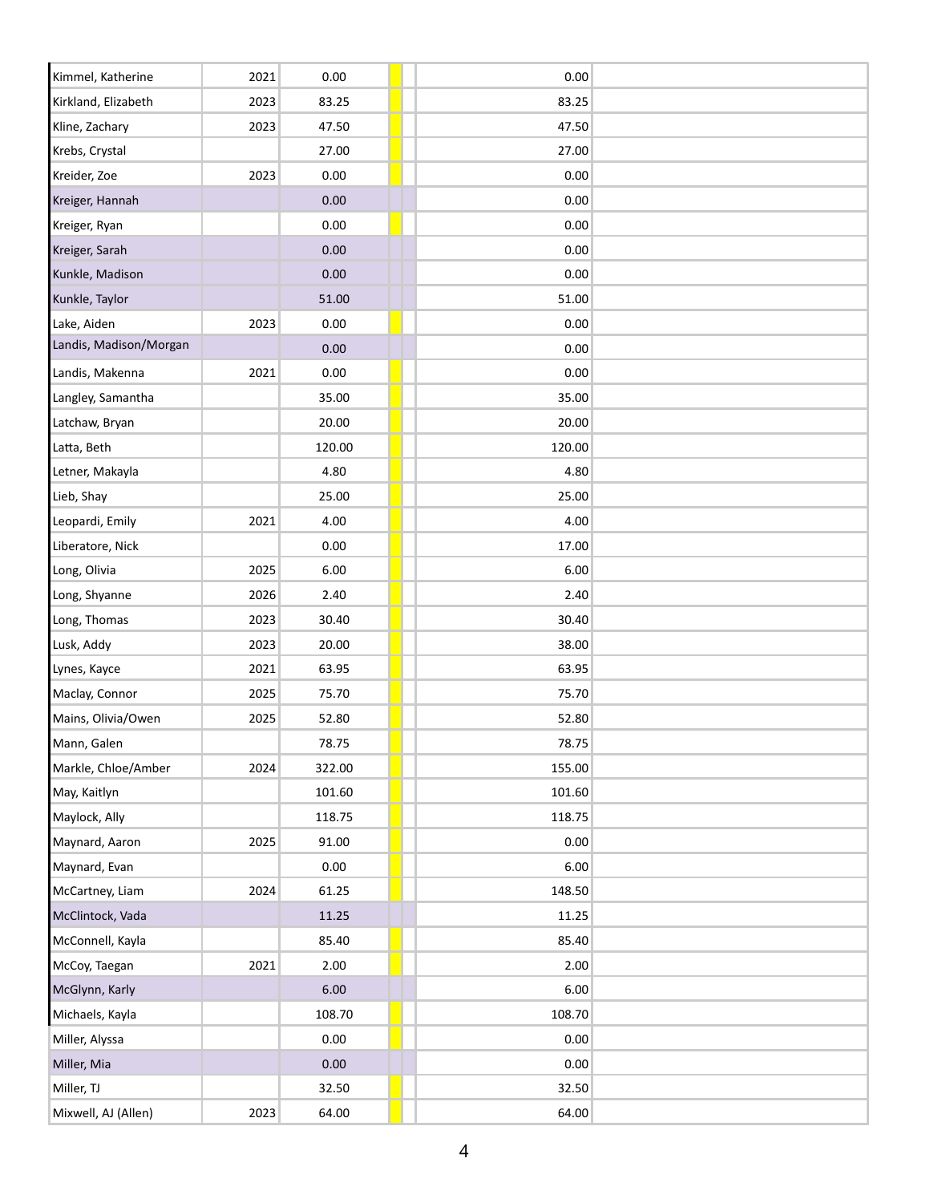| | | | | | |
|---|---|---|---|---|---|
| Kimmel, Katherine | 2021 | 0.00 | | 0.00 | |
| Kirkland, Elizabeth | 2023 | 83.25 | | 83.25 | |
| Kline, Zachary | 2023 | 47.50 | | 47.50 | |
| Krebs, Crystal | | 27.00 | | 27.00 | |
| Kreider, Zoe | 2023 | 0.00 | | 0.00 | |
| Kreiger, Hannah | | 0.00 | | 0.00 | |
| Kreiger, Ryan | | 0.00 | | 0.00 | |
| Kreiger, Sarah | | 0.00 | | 0.00 | |
| Kunkle, Madison | | 0.00 | | 0.00 | |
| Kunkle, Taylor | | 51.00 | | 51.00 | |
| Lake, Aiden | 2023 | 0.00 | | 0.00 | |
| Landis, Madison/Morgan | | 0.00 | | 0.00 | |
| Landis, Makenna | 2021 | 0.00 | | 0.00 | |
| Langley, Samantha | | 35.00 | | 35.00 | |
| Latchaw, Bryan | | 20.00 | | 20.00 | |
| Latta, Beth | | 120.00 | | 120.00 | |
| Letner, Makayla | | 4.80 | | 4.80 | |
| Lieb, Shay | | 25.00 | | 25.00 | |
| Leopardi, Emily | 2021 | 4.00 | | 4.00 | |
| Liberatore, Nick | | 0.00 | | 17.00 | |
| Long, Olivia | 2025 | 6.00 | | 6.00 | |
| Long, Shyanne | 2026 | 2.40 | | 2.40 | |
| Long, Thomas | 2023 | 30.40 | | 30.40 | |
| Lusk, Addy | 2023 | 20.00 | | 38.00 | |
| Lynes, Kayce | 2021 | 63.95 | | 63.95 | |
| Maclay, Connor | 2025 | 75.70 | | 75.70 | |
| Mains, Olivia/Owen | 2025 | 52.80 | | 52.80 | |
| Mann, Galen | | 78.75 | | 78.75 | |
| Markle, Chloe/Amber | 2024 | 322.00 | | 155.00 | |
| May, Kaitlyn | | 101.60 | | 101.60 | |
| Maylock, Ally | | 118.75 | | 118.75 | |
| Maynard, Aaron | 2025 | 91.00 | | 0.00 | |
| Maynard, Evan | | 0.00 | | 6.00 | |
| McCartney, Liam | 2024 | 61.25 | | 148.50 | |
| McClintock, Vada | | 11.25 | | 11.25 | |
| McConnell, Kayla | | 85.40 | | 85.40 | |
| McCoy, Taegan | 2021 | 2.00 | | 2.00 | |
| McGlynn, Karly | | 6.00 | | 6.00 | |
| Michaels, Kayla | | 108.70 | | 108.70 | |
| Miller, Alyssa | | 0.00 | | 0.00 | |
| Miller, Mia | | 0.00 | | 0.00 | |
| Miller, TJ | | 32.50 | | 32.50 | |
| Mixwell, AJ (Allen) | 2023 | 64.00 | | 64.00 | |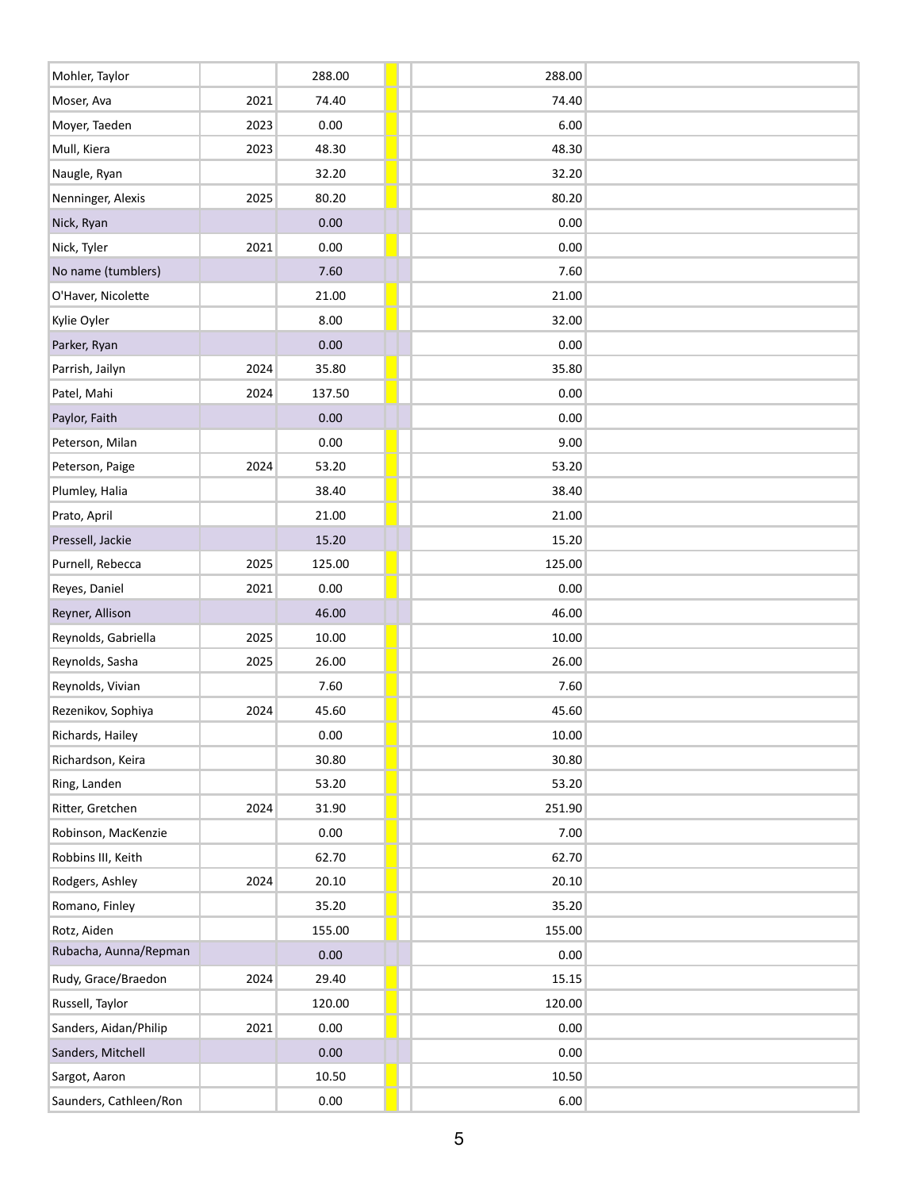| | | | | | | |
|---|---|---|---|---|---|---|
| Mohler, Taylor | | 288.00 | | | 288.00 | |
| Moser, Ava | 2021 | 74.40 | | | 74.40 | |
| Moyer, Taeden | 2023 | 0.00 | | | 6.00 | |
| Mull, Kiera | 2023 | 48.30 | | | 48.30 | |
| Naugle, Ryan | | 32.20 | | | 32.20 | |
| Nenninger, Alexis | 2025 | 80.20 | | | 80.20 | |
| Nick, Ryan | | 0.00 | | | 0.00 | |
| Nick, Tyler | 2021 | 0.00 | | | 0.00 | |
| No name (tumblers) | | 7.60 | | | 7.60 | |
| O'Haver, Nicolette | | 21.00 | | | 21.00 | |
| Kylie Oyler | | 8.00 | | | 32.00 | |
| Parker, Ryan | | 0.00 | | | 0.00 | |
| Parrish, Jailyn | 2024 | 35.80 | | | 35.80 | |
| Patel, Mahi | 2024 | 137.50 | | | 0.00 | |
| Paylor, Faith | | 0.00 | | | 0.00 | |
| Peterson, Milan | | 0.00 | | | 9.00 | |
| Peterson, Paige | 2024 | 53.20 | | | 53.20 | |
| Plumley, Halia | | 38.40 | | | 38.40 | |
| Prato, April | | 21.00 | | | 21.00 | |
| Pressell, Jackie | | 15.20 | | | 15.20 | |
| Purnell, Rebecca | 2025 | 125.00 | | | 125.00 | |
| Reyes, Daniel | 2021 | 0.00 | | | 0.00 | |
| Reyner, Allison | | 46.00 | | | 46.00 | |
| Reynolds, Gabriella | 2025 | 10.00 | | | 10.00 | |
| Reynolds, Sasha | 2025 | 26.00 | | | 26.00 | |
| Reynolds, Vivian | | 7.60 | | | 7.60 | |
| Rezenikov, Sophiya | 2024 | 45.60 | | | 45.60 | |
| Richards, Hailey | | 0.00 | | | 10.00 | |
| Richardson, Keira | | 30.80 | | | 30.80 | |
| Ring, Landen | | 53.20 | | | 53.20 | |
| Ritter, Gretchen | 2024 | 31.90 | | | 251.90 | |
| Robinson, MacKenzie | | 0.00 | | | 7.00 | |
| Robbins III, Keith | | 62.70 | | | 62.70 | |
| Rodgers, Ashley | 2024 | 20.10 | | | 20.10 | |
| Romano, Finley | | 35.20 | | | 35.20 | |
| Rotz, Aiden | | 155.00 | | | 155.00 | |
| Rubacha, Aunna/Repman | | 0.00 | | | 0.00 | |
| Rudy, Grace/Braedon | 2024 | 29.40 | | | 15.15 | |
| Russell, Taylor | | 120.00 | | | 120.00 | |
| Sanders, Aidan/Philip | 2021 | 0.00 | | | 0.00 | |
| Sanders, Mitchell | | 0.00 | | | 0.00 | |
| Sargot, Aaron | | 10.50 | | | 10.50 | |
| Saunders, Cathleen/Ron | | 0.00 | | | 6.00 | |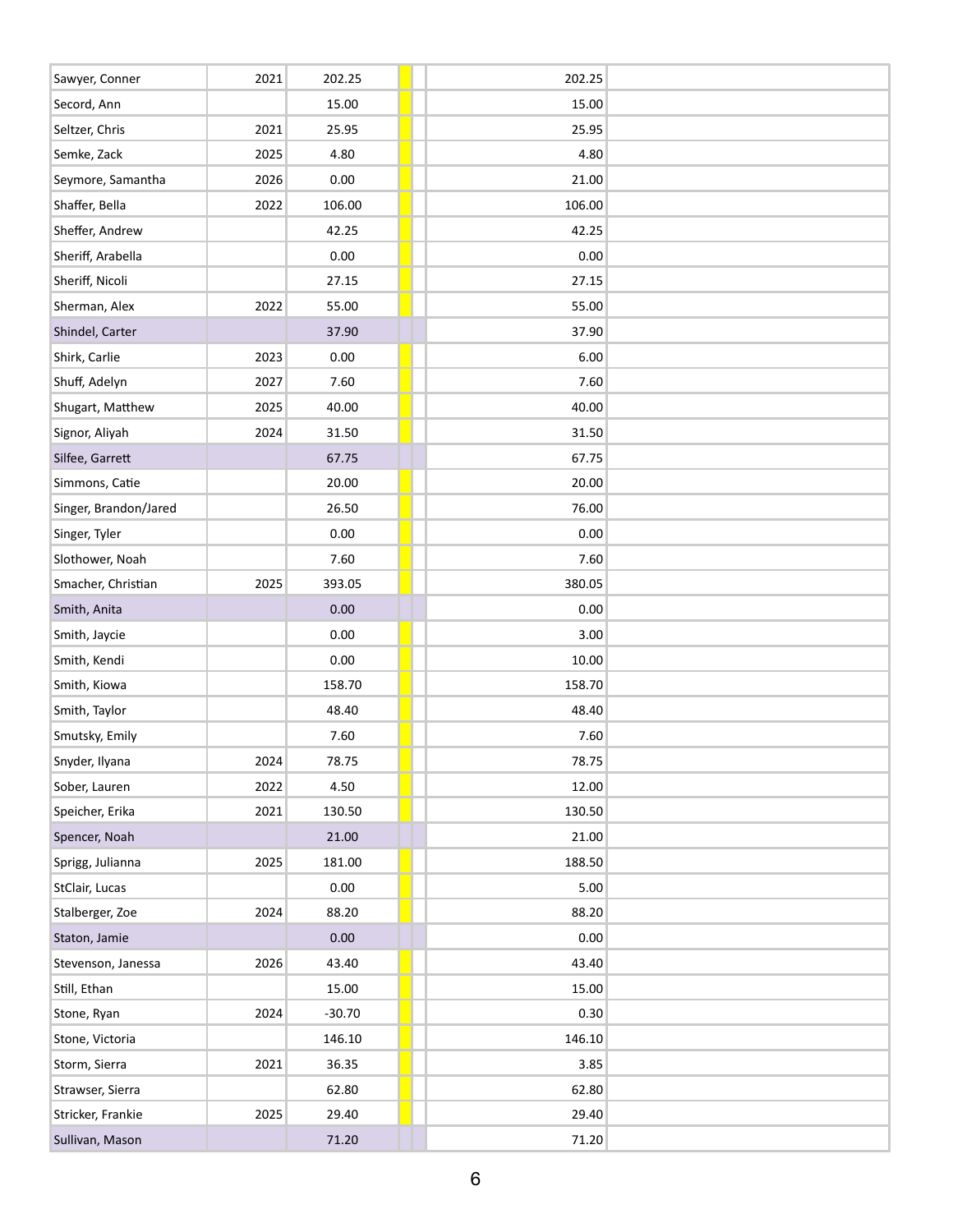| | | | | | | |
|---|---|---|---|---|---|---|
| Sawyer, Conner | 2021 | 202.25 | | | 202.25 | |
| Secord, Ann | | 15.00 | | | 15.00 | |
| Seltzer, Chris | 2021 | 25.95 | | | 25.95 | |
| Semke, Zack | 2025 | 4.80 | | | 4.80 | |
| Seymore, Samantha | 2026 | 0.00 | | | 21.00 | |
| Shaffer, Bella | 2022 | 106.00 | | | 106.00 | |
| Sheffer, Andrew | | 42.25 | | | 42.25 | |
| Sheriff, Arabella | | 0.00 | | | 0.00 | |
| Sheriff, Nicoli | | 27.15 | | | 27.15 | |
| Sherman, Alex | 2022 | 55.00 | | | 55.00 | |
| Shindel, Carter | | 37.90 | | | 37.90 | |
| Shirk, Carlie | 2023 | 0.00 | | | 6.00 | |
| Shuff, Adelyn | 2027 | 7.60 | | | 7.60 | |
| Shugart, Matthew | 2025 | 40.00 | | | 40.00 | |
| Signor, Aliyah | 2024 | 31.50 | | | 31.50 | |
| Silfee, Garrett | | 67.75 | | | 67.75 | |
| Simmons, Catie | | 20.00 | | | 20.00 | |
| Singer, Brandon/Jared | | 26.50 | | | 76.00 | |
| Singer, Tyler | | 0.00 | | | 0.00 | |
| Slothower, Noah | | 7.60 | | | 7.60 | |
| Smacher, Christian | 2025 | 393.05 | | | 380.05 | |
| Smith, Anita | | 0.00 | | | 0.00 | |
| Smith, Jaycie | | 0.00 | | | 3.00 | |
| Smith, Kendi | | 0.00 | | | 10.00 | |
| Smith, Kiowa | | 158.70 | | | 158.70 | |
| Smith, Taylor | | 48.40 | | | 48.40 | |
| Smutsky, Emily | | 7.60 | | | 7.60 | |
| Snyder, Ilyana | 2024 | 78.75 | | | 78.75 | |
| Sober, Lauren | 2022 | 4.50 | | | 12.00 | |
| Speicher, Erika | 2021 | 130.50 | | | 130.50 | |
| Spencer, Noah | | 21.00 | | | 21.00 | |
| Sprigg, Julianna | 2025 | 181.00 | | | 188.50 | |
| StClair, Lucas | | 0.00 | | | 5.00 | |
| Stalberger, Zoe | 2024 | 88.20 | | | 88.20 | |
| Staton, Jamie | | 0.00 | | | 0.00 | |
| Stevenson, Janessa | 2026 | 43.40 | | | 43.40 | |
| Still, Ethan | | 15.00 | | | 15.00 | |
| Stone, Ryan | 2024 | -30.70 | | | 0.30 | |
| Stone, Victoria | | 146.10 | | | 146.10 | |
| Storm, Sierra | 2021 | 36.35 | | | 3.85 | |
| Strawser, Sierra | | 62.80 | | | 62.80 | |
| Stricker, Frankie | 2025 | 29.40 | | | 29.40 | |
| Sullivan, Mason | | 71.20 | | | 71.20 | |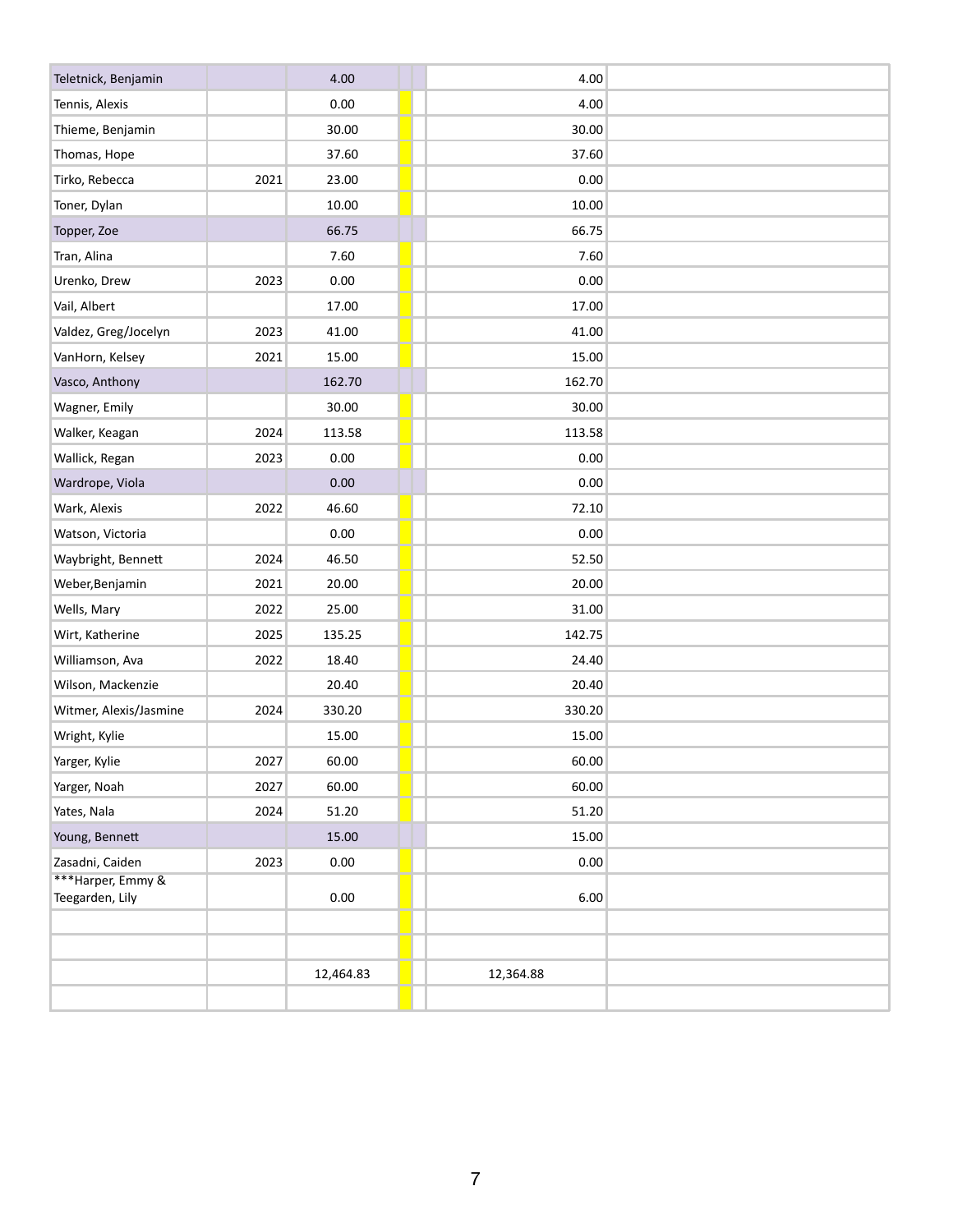| | | | | | | |
|---|---|---|---|---|---|---|
| Teletnick, Benjamin | | 4.00 | | | 4.00 | |
| Tennis, Alexis | | 0.00 | | | 4.00 | |
| Thieme, Benjamin | | 30.00 | | | 30.00 | |
| Thomas, Hope | | 37.60 | | | 37.60 | |
| Tirko, Rebecca | 2021 | 23.00 | | | 0.00 | |
| Toner, Dylan | | 10.00 | | | 10.00 | |
| Topper, Zoe | | 66.75 | | | 66.75 | |
| Tran, Alina | | 7.60 | | | 7.60 | |
| Urenko, Drew | 2023 | 0.00 | | | 0.00 | |
| Vail, Albert | | 17.00 | | | 17.00 | |
| Valdez, Greg/Jocelyn | 2023 | 41.00 | | | 41.00 | |
| VanHorn, Kelsey | 2021 | 15.00 | | | 15.00 | |
| Vasco, Anthony | | 162.70 | | | 162.70 | |
| Wagner, Emily | | 30.00 | | | 30.00 | |
| Walker, Keagan | 2024 | 113.58 | | | 113.58 | |
| Wallick, Regan | 2023 | 0.00 | | | 0.00 | |
| Wardrope, Viola | | 0.00 | | | 0.00 | |
| Wark, Alexis | 2022 | 46.60 | | | 72.10 | |
| Watson, Victoria | | 0.00 | | | 0.00 | |
| Waybright, Bennett | 2024 | 46.50 | | | 52.50 | |
| Weber,Benjamin | 2021 | 20.00 | | | 20.00 | |
| Wells, Mary | 2022 | 25.00 | | | 31.00 | |
| Wirt, Katherine | 2025 | 135.25 | | | 142.75 | |
| Williamson, Ava | 2022 | 18.40 | | | 24.40 | |
| Wilson, Mackenzie | | 20.40 | | | 20.40 | |
| Witmer, Alexis/Jasmine | 2024 | 330.20 | | | 330.20 | |
| Wright, Kylie | | 15.00 | | | 15.00 | |
| Yarger, Kylie | 2027 | 60.00 | | | 60.00 | |
| Yarger, Noah | 2027 | 60.00 | | | 60.00 | |
| Yates, Nala | 2024 | 51.20 | | | 51.20 | |
| Young, Bennett | | 15.00 | | | 15.00 | |
| Zasadni, Caiden | 2023 | 0.00 | | | 0.00 | |
| ***Harper, Emmy & Teegarden, Lily | | 0.00 | | | 6.00 | |
| | | | | | | |
| | | | | | | |
| | | 12,464.83 | | | 12,364.88 | |
| | | | | | | |